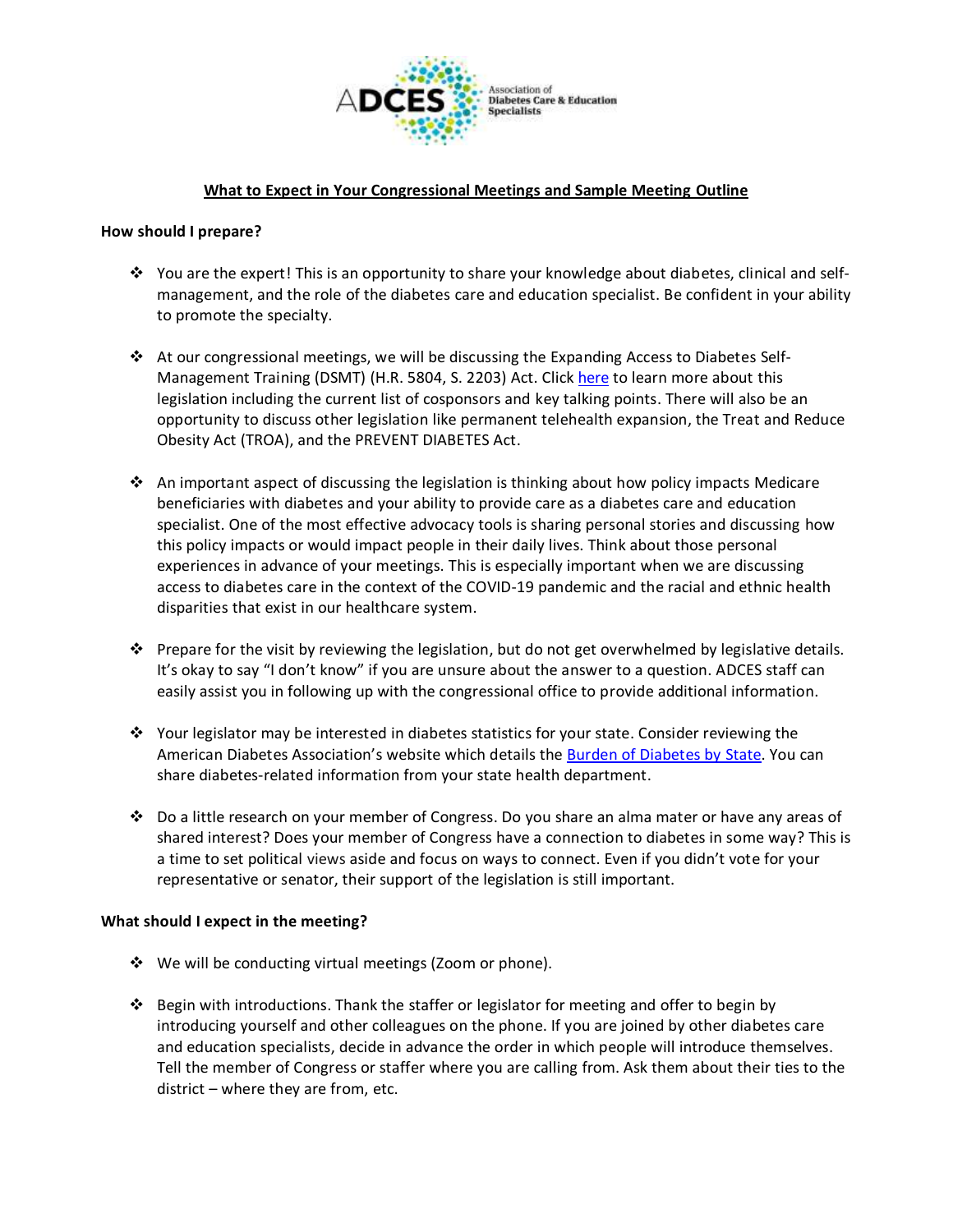ADCES Association of Diabetes Care & Education Specialists

# What to Expect in Your Congressional Meetings and Sample Meeting Outline

**How should I prepare?**

- You are the expert! This is an opportunity to share your knowledge about diabetes, clinical and self-management, and the role of the diabetes care and education specialist. Be confident in your ability to promote the specialty.

- At our congressional meetings, we will be discussing the Expanding Access to Diabetes Self-Management Training (DSMT) (H.R. 5804, S. 2203) Act. Click here to learn more about this legislation including the current list of cosponsors and key talking points. There will also be an opportunity to discuss other legislation like permanent telehealth expansion, the Treat and Reduce Obesity Act (TROA), and the PREVENT DIABETES Act.

- An important aspect of discussing the legislation is thinking about how policy impacts Medicare beneficiaries with diabetes and your ability to provide care as a diabetes care and education specialist. One of the most effective advocacy tools is sharing personal stories and discussing how this policy impacts or would impact people in their daily lives. Think about those personal experiences in advance of your meetings. This is especially important when we are discussing access to diabetes care in the context of the COVID-19 pandemic and the racial and ethnic health disparities that exist in our healthcare system.

- Prepare for the visit by reviewing the legislation, but do not get overwhelmed by legislative details. It's okay to say "I don't know" if you are unsure about the answer to a question. ADCES staff can easily assist you in following up with the congressional office to provide additional information.

- Your legislator may be interested in diabetes statistics for your state. Consider reviewing the American Diabetes Association's website which details the Burden of Diabetes by State. You can share diabetes-related information from your state health department.

- Do a little research on your member of Congress. Do you share an alma mater or have any areas of shared interest? Does your member of Congress have a connection to diabetes in some way? This is a time to set political views aside and focus on ways to connect. Even if you didn't vote for your representative or senator, their support of the legislation is still important.

**What should I expect in the meeting?**

- We will be conducting virtual meetings (Zoom or phone).

- Begin with introductions. Thank the staffer or legislator for meeting and offer to begin by introducing yourself and other colleagues on the phone. If you are joined by other diabetes care and education specialists, decide in advance the order in which people will introduce themselves. Tell the member of Congress or staffer where you are calling from. Ask them about their ties to the district – where they are from, etc.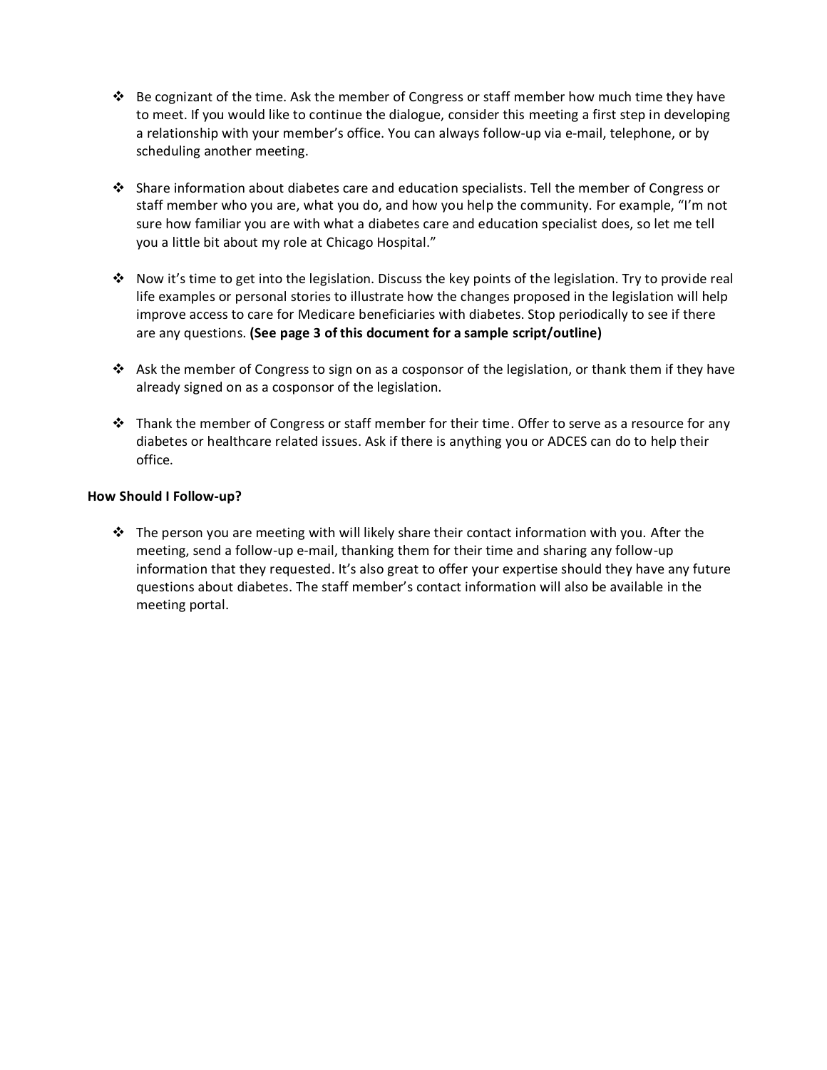- Be cognizant of the time. Ask the member of Congress or staff member how much time they have to meet. If you would like to continue the dialogue, consider this meeting a first step in developing a relationship with your member's office. You can always follow-up via e-mail, telephone, or by scheduling another meeting.

- Share information about diabetes care and education specialists. Tell the member of Congress or staff member who you are, what you do, and how you help the community. For example, "I'm not sure how familiar you are with what a diabetes care and education specialist does, so let me tell you a little bit about my role at Chicago Hospital."

- Now it's time to get into the legislation. Discuss the key points of the legislation. Try to provide real life examples or personal stories to illustrate how the changes proposed in the legislation will help improve access to care for Medicare beneficiaries with diabetes. Stop periodically to see if there are any questions. **(See page 3 of this document for a sample script/outline)**

- Ask the member of Congress to sign on as a cosponsor of the legislation, or thank them if they have already signed on as a cosponsor of the legislation.

- Thank the member of Congress or staff member for their time. Offer to serve as a resource for any diabetes or healthcare related issues. Ask if there is anything you or ADCES can do to help their office.

**How Should I Follow-up?**

- The person you are meeting with will likely share their contact information with you. After the meeting, send a follow-up e-mail, thanking them for their time and sharing any follow-up information that they requested. It's also great to offer your expertise should they have any future questions about diabetes. The staff member's contact information will also be available in the meeting portal.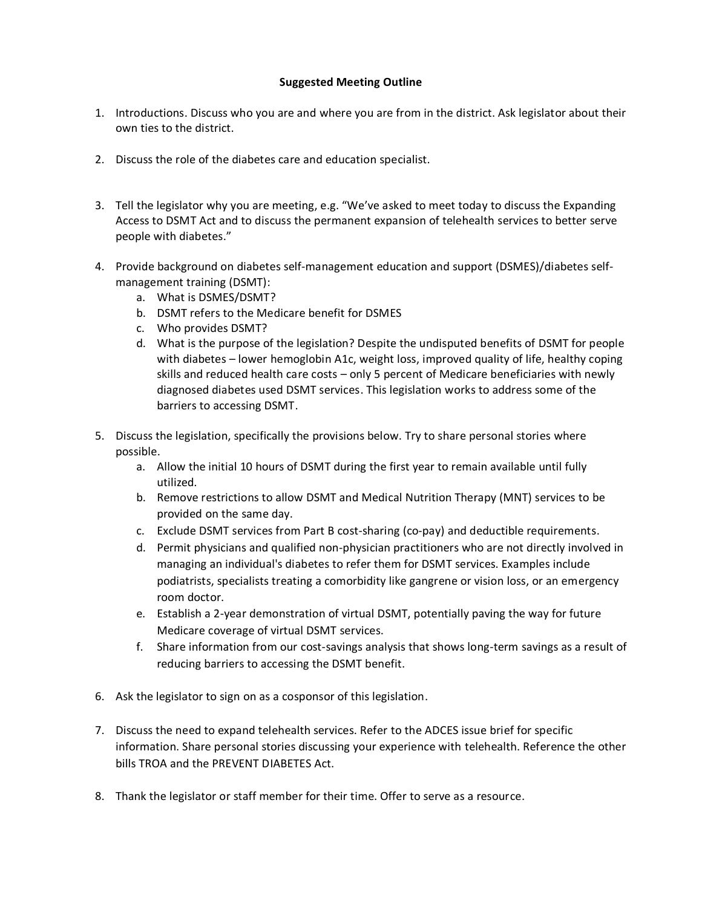**Suggested Meeting Outline**

1. Introductions. Discuss who you are and where you are from in the district. Ask legislator about their own ties to the district.

2. Discuss the role of the diabetes care and education specialist.

3. Tell the legislator why you are meeting, e.g. "We've asked to meet today to discuss the Expanding Access to DSMT Act and to discuss the permanent expansion of telehealth services to better serve people with diabetes."

4. Provide background on diabetes self-management education and support (DSMES)/diabetes self-management training (DSMT):
   a. What is DSMES/DSMT?
   b. DSMT refers to the Medicare benefit for DSMES
   c. Who provides DSMT?
   d. What is the purpose of the legislation? Despite the undisputed benefits of DSMT for people with diabetes – lower hemoglobin A1c, weight loss, improved quality of life, healthy coping skills and reduced health care costs – only 5 percent of Medicare beneficiaries with newly diagnosed diabetes used DSMT services. This legislation works to address some of the barriers to accessing DSMT.

5. Discuss the legislation, specifically the provisions below. Try to share personal stories where possible.
   a. Allow the initial 10 hours of DSMT during the first year to remain available until fully utilized.
   b. Remove restrictions to allow DSMT and Medical Nutrition Therapy (MNT) services to be provided on the same day.
   c. Exclude DSMT services from Part B cost-sharing (co-pay) and deductible requirements.
   d. Permit physicians and qualified non-physician practitioners who are not directly involved in managing an individual's diabetes to refer them for DSMT services. Examples include podiatrists, specialists treating a comorbidity like gangrene or vision loss, or an emergency room doctor.
   e. Establish a 2-year demonstration of virtual DSMT, potentially paving the way for future Medicare coverage of virtual DSMT services.
   f. Share information from our cost-savings analysis that shows long-term savings as a result of reducing barriers to accessing the DSMT benefit.

6. Ask the legislator to sign on as a cosponsor of this legislation.

7. Discuss the need to expand telehealth services. Refer to the ADCES issue brief for specific information. Share personal stories discussing your experience with telehealth. Reference the other bills TROA and the PREVENT DIABETES Act.

8. Thank the legislator or staff member for their time. Offer to serve as a resource.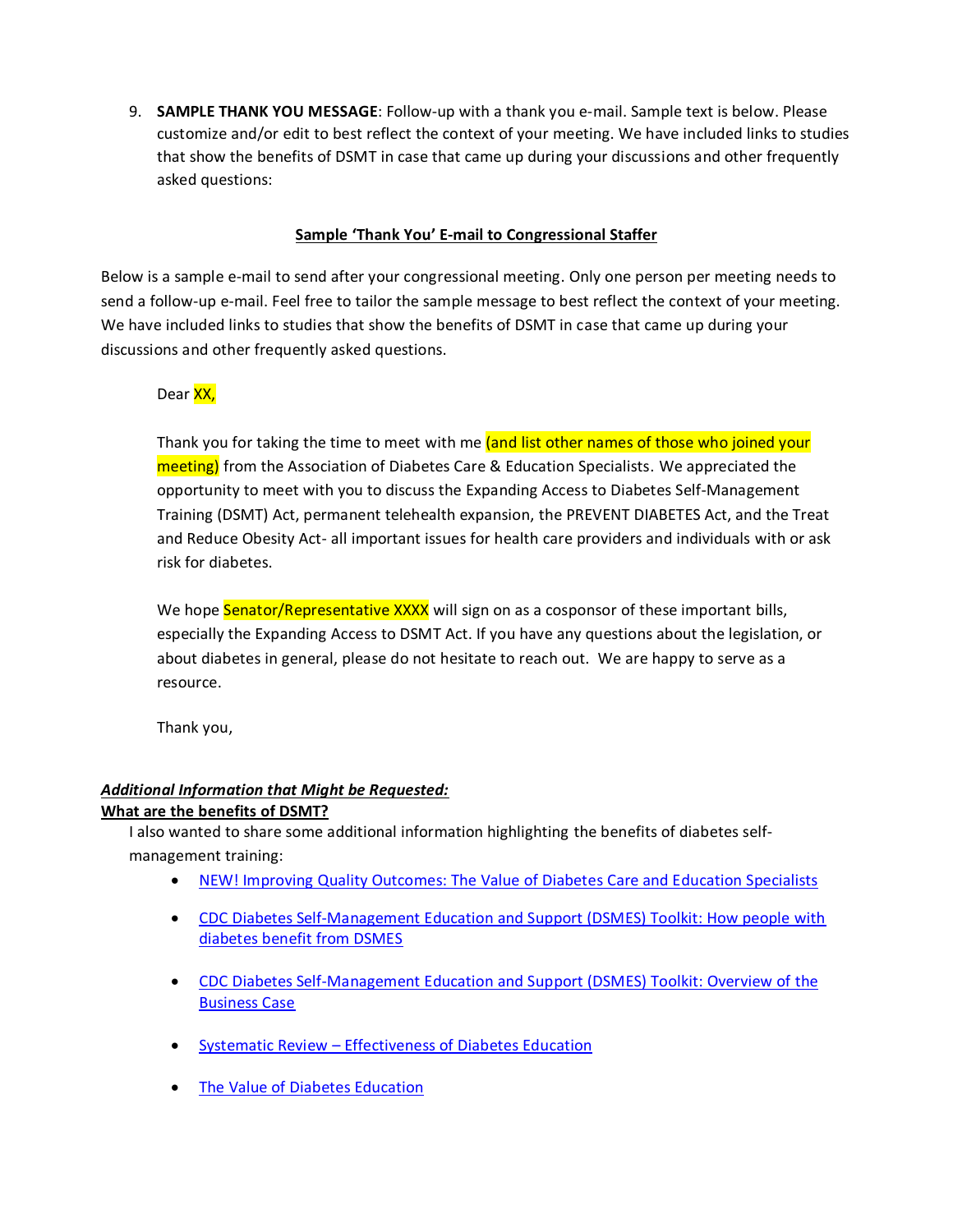9. **SAMPLE THANK YOU MESSAGE**: Follow-up with a thank you e-mail. Sample text is below. Please customize and/or edit to best reflect the context of your meeting. We have included links to studies that show the benefits of DSMT in case that came up during your discussions and other frequently asked questions:

**Sample 'Thank You' E-mail to Congressional Staffer**

Below is a sample e-mail to send after your congressional meeting. Only one person per meeting needs to send a follow-up e-mail. Feel free to tailor the sample message to best reflect the context of your meeting. We have included links to studies that show the benefits of DSMT in case that came up during your discussions and other frequently asked questions.

> Dear XX,
>
> Thank you for taking the time to meet with me (and list other names of those who joined your meeting) from the Association of Diabetes Care & Education Specialists. We appreciated the opportunity to meet with you to discuss the Expanding Access to Diabetes Self-Management Training (DSMT) Act, permanent telehealth expansion, the PREVENT DIABETES Act, and the Treat and Reduce Obesity Act- all important issues for health care providers and individuals with or ask risk for diabetes.
>
> We hope Senator/Representative XXXX will sign on as a cosponsor of these important bills, especially the Expanding Access to DSMT Act. If you have any questions about the legislation, or about diabetes in general, please do not hesitate to reach out. We are happy to serve as a resource.
>
> Thank you,

***Additional Information that Might be Requested:***

**What are the benefits of DSMT?**

I also wanted to share some additional information highlighting the benefits of diabetes self-management training:

- NEW! Improving Quality Outcomes: The Value of Diabetes Care and Education Specialists
- CDC Diabetes Self-Management Education and Support (DSMES) Toolkit: How people with diabetes benefit from DSMES
- CDC Diabetes Self-Management Education and Support (DSMES) Toolkit: Overview of the Business Case
- Systematic Review – Effectiveness of Diabetes Education
- The Value of Diabetes Education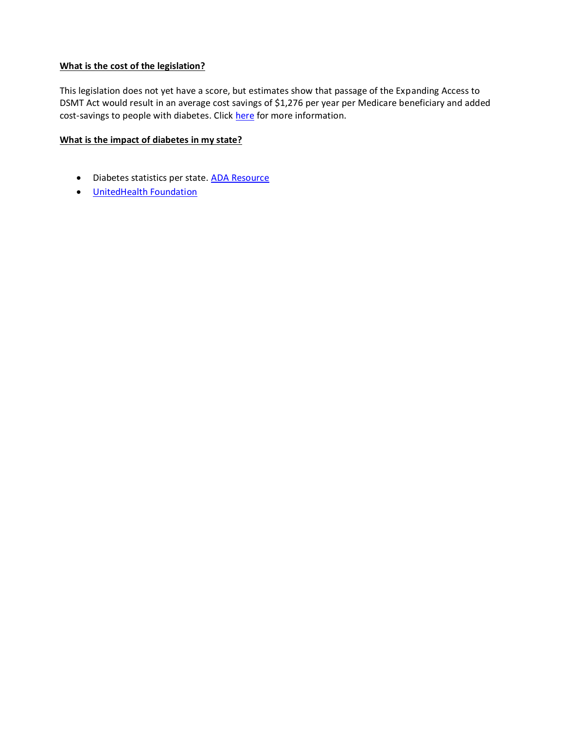**What is the cost of the legislation?**

This legislation does not yet have a score, but estimates show that passage of the Expanding Access to DSMT Act would result in an average cost savings of $1,276 per year per Medicare beneficiary and added cost-savings to people with diabetes. Click here for more information.

**What is the impact of diabetes in my state?**

- Diabetes statistics per state. ADA Resource
- UnitedHealth Foundation